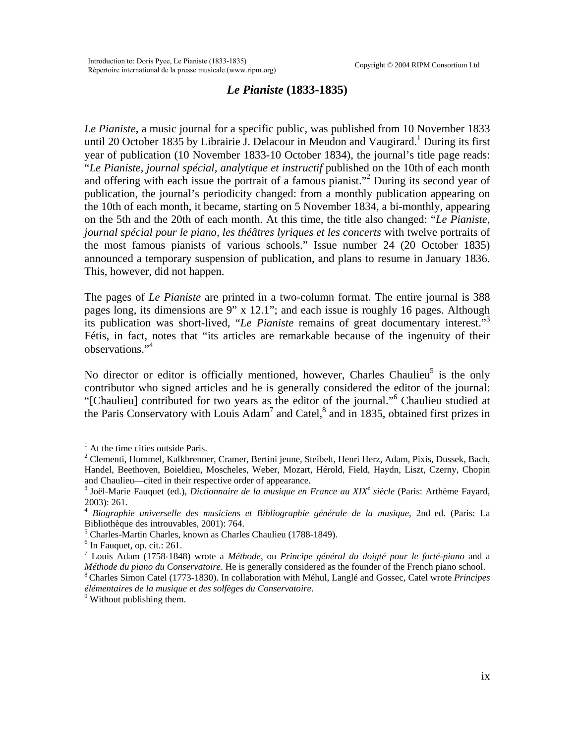# *Le Pianiste* (1833-1835)

*Le Pianiste*, a music journal for a specific public, was published from 10 November 1833 until 20 October 1835 by Librairie J. Delacour in Meudon and Vaugirard.[1] During its first year of publication (10 November 1833-10 October 1834), the journal's title page reads: "*Le Pianiste, journal spécial, analytique et instructif* published on the 10th of each month and offering with each issue the portrait of a famous pianist."[2] During its second year of publication, the journal's periodicity changed: from a monthly publication appearing on the 10th of each month, it became, starting on 5 November 1834, a bi-monthly, appearing on the 5th and the 20th of each month. At this time, the title also changed: "*Le Pianiste, journal spécial pour le piano, les théâtres lyriques et les concerts* with twelve portraits of the most famous pianists of various schools." Issue number 24 (20 October 1835) announced a temporary suspension of publication, and plans to resume in January 1836. This, however, did not happen.

The pages of *Le Pianiste* are printed in a two-column format. The entire journal is 388 pages long, its dimensions are 9" x 12.1"; and each issue is roughly 16 pages. Although its publication was short-lived, "*Le Pianiste* remains of great documentary interest."[3] Fétis, in fact, notes that "its articles are remarkable because of the ingenuity of their observations."[4]

No director or editor is officially mentioned, however, Charles Chaulieu[5] is the only contributor who signed articles and he is generally considered the editor of the journal: "[Chaulieu] contributed for two years as the editor of the journal."[6] Chaulieu studied at the Paris Conservatory with Louis Adam[7] and Catel,[8] and in 1835, obtained first prizes in

---

[1] At the time cities outside Paris.

[2] Clementi, Hummel, Kalkbrenner, Cramer, Bertini jeune, Steibelt, Henri Herz, Adam, Pixis, Dussek, Bach, Handel, Beethoven, Boieldieu, Moscheles, Weber, Mozart, Hérold, Field, Haydn, Liszt, Czerny, Chopin and Chaulieu—cited in their respective order of appearance.

[3] Joël-Marie Fauquet (ed.), *Dictionnaire de la musique en France au XIX^e siècle* (Paris: Arthème Fayard, 2003): 261.

[4] *Biographie universelle des musiciens et Bibliographie générale de la musique*, 2nd ed. (Paris: La Bibliothèque des introuvables, 2001): 764.

[5] Charles-Martin Charles, known as Charles Chaulieu (1788-1849).

[6] In Fauquet, op. cit.: 261.

[7] Louis Adam (1758-1848) wrote a *Méthode*, ou *Principe général du doigté pour le forté-piano* and a *Méthode du piano du Conservatoire*. He is generally considered as the founder of the French piano school.

[8] Charles Simon Catel (1773-1830). In collaboration with Méhul, Langlé and Gossec, Catel wrote *Principes élémentaires de la musique et des solfèges du Conservatoire*.

[9] Without publishing them.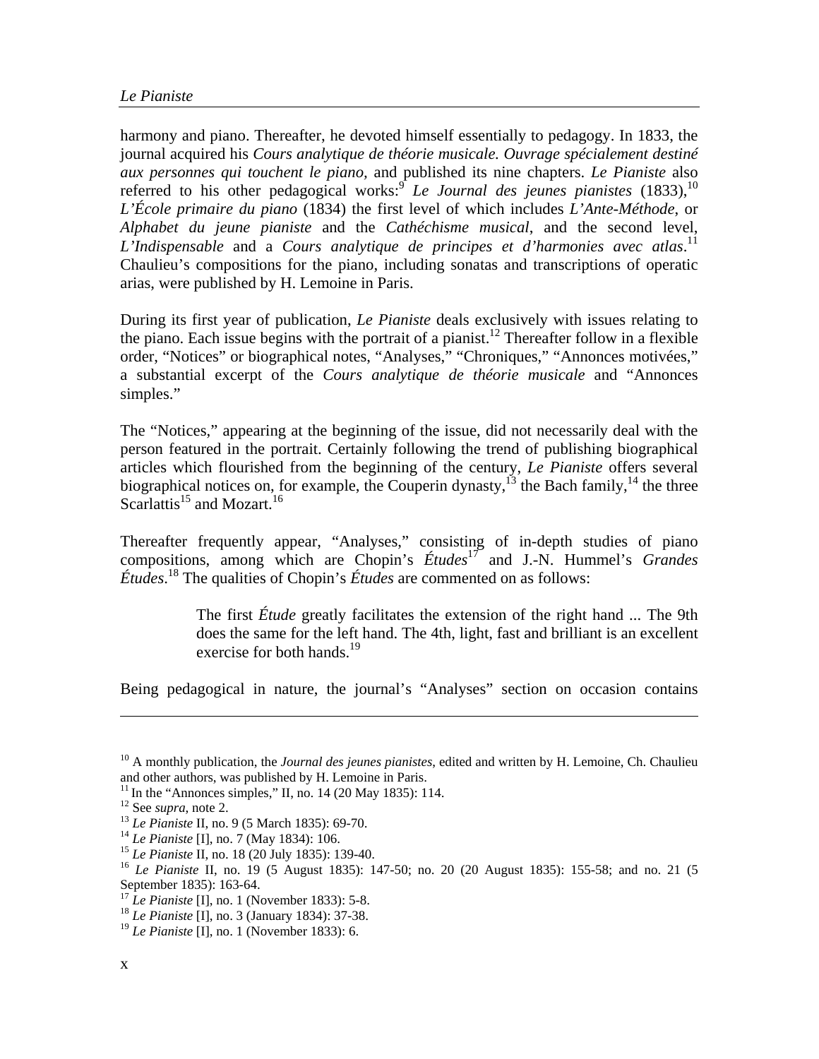harmony and piano. Thereafter, he devoted himself essentially to pedagogy. In 1833, the journal acquired his *Cours analytique de théorie musicale. Ouvrage spécialement destiné aux personnes qui touchent le piano*, and published its nine chapters. *Le Pianiste* also referred to his other pedagogical works:[9] *Le Journal des jeunes pianistes* (1833),[10] *L'École primaire du piano* (1834) the first level of which includes *L'Ante-Méthode*, or *Alphabet du jeune pianiste* and the *Cathéchisme musical*, and the second level, *L'Indispensable* and a *Cours analytique de principes et d'harmonies avec atlas*.[11] Chaulieu's compositions for the piano, including sonatas and transcriptions of operatic arias, were published by H. Lemoine in Paris.

During its first year of publication, *Le Pianiste* deals exclusively with issues relating to the piano. Each issue begins with the portrait of a pianist.[12] Thereafter follow in a flexible order, "Notices" or biographical notes, "Analyses," "Chroniques," "Annonces motivées," a substantial excerpt of the *Cours analytique de théorie musicale* and "Annonces simples."

The "Notices," appearing at the beginning of the issue, did not necessarily deal with the person featured in the portrait. Certainly following the trend of publishing biographical articles which flourished from the beginning of the century, *Le Pianiste* offers several biographical notices on, for example, the Couperin dynasty,[13] the Bach family,[14] the three Scarlattis[15] and Mozart.[16]

Thereafter frequently appear, "Analyses," consisting of in-depth studies of piano compositions, among which are Chopin's *Études*[17] and J.-N. Hummel's *Grandes Études*.[18] The qualities of Chopin's *Études* are commented on as follows:

> The first *Étude* greatly facilitates the extension of the right hand ... The 9th does the same for the left hand. The 4th, light, fast and brilliant is an excellent exercise for both hands.[19]

Being pedagogical in nature, the journal's "Analyses" section on occasion contains

---

[10] A monthly publication, the *Journal des jeunes pianistes*, edited and written by H. Lemoine, Ch. Chaulieu and other authors, was published by H. Lemoine in Paris.

[11] In the "Annonces simples," II, no. 14 (20 May 1835): 114.

[12] See *supra*, note 2.

[13] *Le Pianiste* II, no. 9 (5 March 1835): 69-70.

[14] *Le Pianiste* [I], no. 7 (May 1834): 106.

[15] *Le Pianiste* II, no. 18 (20 July 1835): 139-40.

[16] *Le Pianiste* II, no. 19 (5 August 1835): 147-50; no. 20 (20 August 1835): 155-58; and no. 21 (5 September 1835): 163-64.

[17] *Le Pianiste* [I], no. 1 (November 1833): 5-8.

[18] *Le Pianiste* [I], no. 3 (January 1834): 37-38.

[19] *Le Pianiste* [I], no. 1 (November 1833): 6.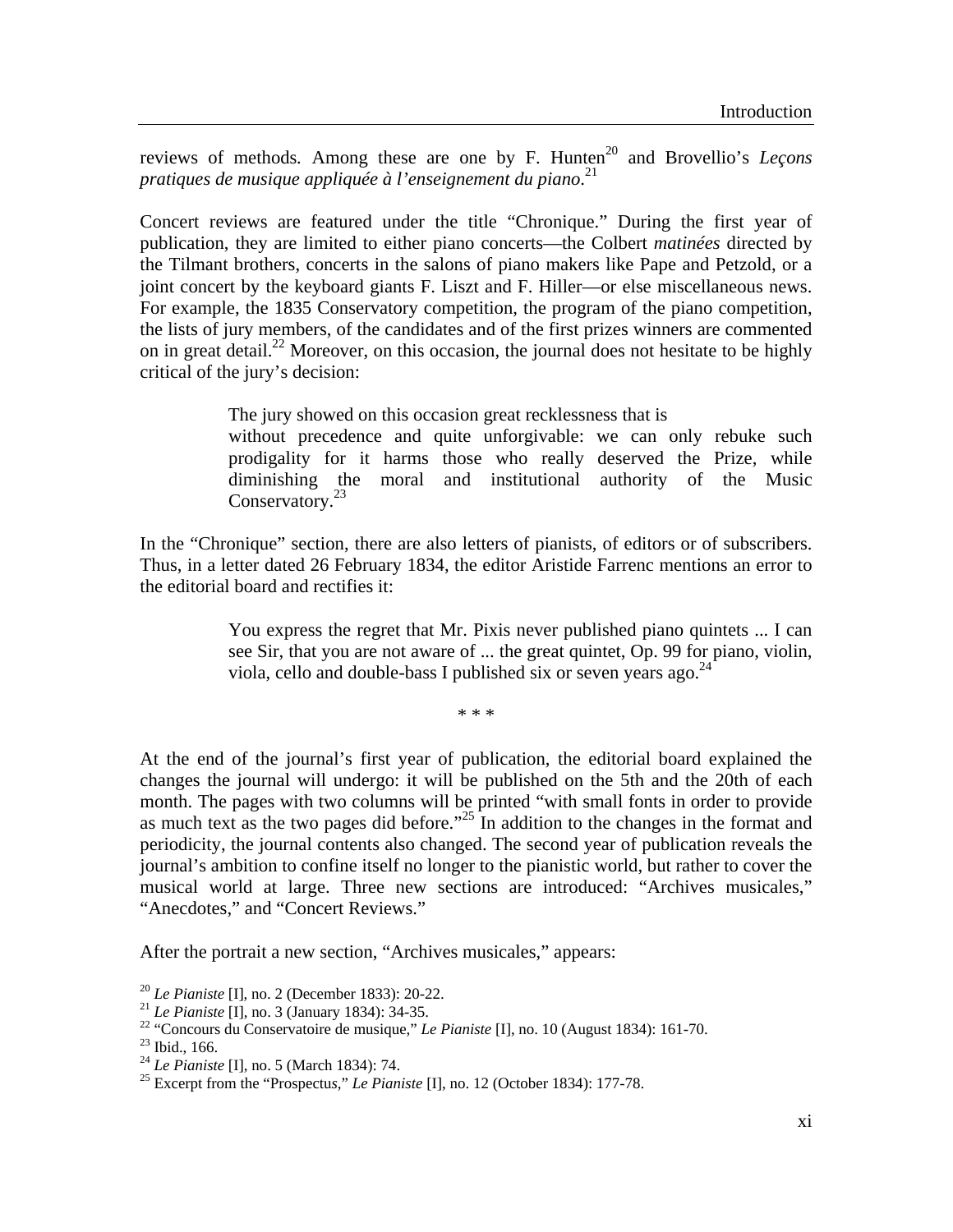reviews of methods. Among these are one by F. Hunten[20] and Brovellio's *Leçons pratiques de musique appliquée à l'enseignement du piano*.[21]

Concert reviews are featured under the title "Chronique." During the first year of publication, they are limited to either piano concerts—the Colbert *matinées* directed by the Tilmant brothers, concerts in the salons of piano makers like Pape and Petzold, or a joint concert by the keyboard giants F. Liszt and F. Hiller—or else miscellaneous news. For example, the 1835 Conservatory competition, the program of the piano competition, the lists of jury members, of the candidates and of the first prizes winners are commented on in great detail.[22] Moreover, on this occasion, the journal does not hesitate to be highly critical of the jury's decision:

> The jury showed on this occasion great recklessness that is without precedence and quite unforgivable: we can only rebuke such prodigality for it harms those who really deserved the Prize, while diminishing the moral and institutional authority of the Music Conservatory.[23]

In the "Chronique" section, there are also letters of pianists, of editors or of subscribers. Thus, in a letter dated 26 February 1834, the editor Aristide Farrenc mentions an error to the editorial board and rectifies it:

> You express the regret that Mr. Pixis never published piano quintets ... I can see Sir, that you are not aware of ... the great quintet, Op. 99 for piano, violin, viola, cello and double-bass I published six or seven years ago.[24]

\* \* \*

At the end of the journal's first year of publication, the editorial board explained the changes the journal will undergo: it will be published on the 5th and the 20th of each month. The pages with two columns will be printed "with small fonts in order to provide as much text as the two pages did before."[25] In addition to the changes in the format and periodicity, the journal contents also changed. The second year of publication reveals the journal's ambition to confine itself no longer to the pianistic world, but rather to cover the musical world at large. Three new sections are introduced: "Archives musicales," "Anecdotes," and "Concert Reviews."

After the portrait a new section, "Archives musicales," appears:

[20] *Le Pianiste* [I], no. 2 (December 1833): 20-22.
[21] *Le Pianiste* [I], no. 3 (January 1834): 34-35.
[22] "Concours du Conservatoire de musique," *Le Pianiste* [I], no. 10 (August 1834): 161-70.
[23] Ibid., 166.
[24] *Le Pianiste* [I], no. 5 (March 1834): 74.
[25] Excerpt from the "Prospectus," *Le Pianiste* [I], no. 12 (October 1834): 177-78.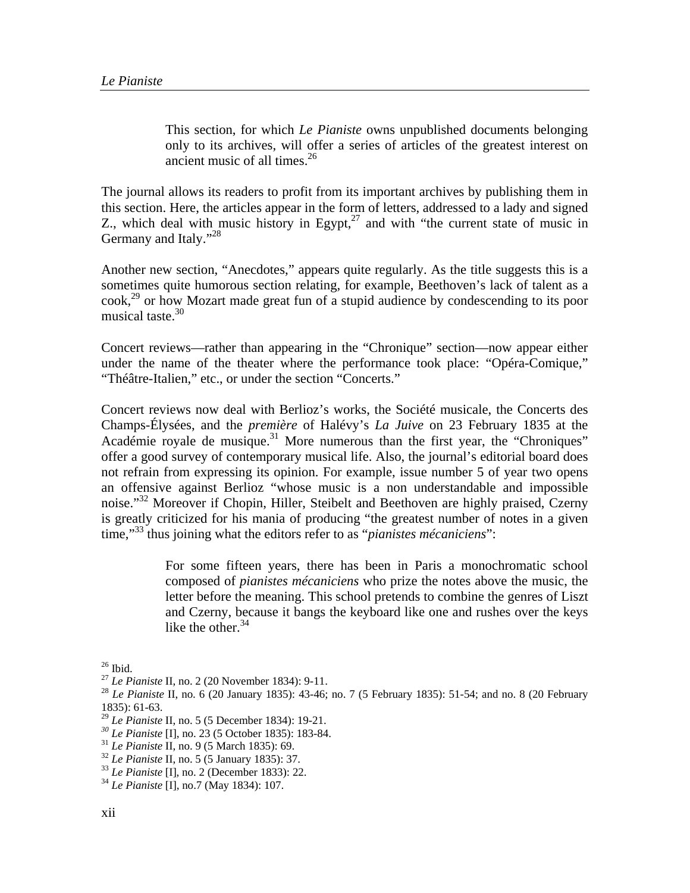> This section, for which *Le Pianiste* owns unpublished documents belonging only to its archives, will offer a series of articles of the greatest interest on ancient music of all times.[26]

The journal allows its readers to profit from its important archives by publishing them in this section. Here, the articles appear in the form of letters, addressed to a lady and signed Z., which deal with music history in Egypt,[27] and with "the current state of music in Germany and Italy."[28]

Another new section, "Anecdotes," appears quite regularly. As the title suggests this is a sometimes quite humorous section relating, for example, Beethoven's lack of talent as a cook,[29] or how Mozart made great fun of a stupid audience by condescending to its poor musical taste.[30]

Concert reviews—rather than appearing in the "Chronique" section—now appear either under the name of the theater where the performance took place: "Opéra-Comique," "Théâtre-Italien," etc., or under the section "Concerts."

Concert reviews now deal with Berlioz's works, the Société musicale, the Concerts des Champs-Élysées, and the *première* of Halévy's *La Juive* on 23 February 1835 at the Académie royale de musique.[31] More numerous than the first year, the "Chroniques" offer a good survey of contemporary musical life. Also, the journal's editorial board does not refrain from expressing its opinion. For example, issue number 5 of year two opens an offensive against Berlioz "whose music is a non understandable and impossible noise."[32] Moreover if Chopin, Hiller, Steibelt and Beethoven are highly praised, Czerny is greatly criticized for his mania of producing "the greatest number of notes in a given time,"[33] thus joining what the editors refer to as "*pianistes mécaniciens*":

> For some fifteen years, there has been in Paris a monochromatic school composed of *pianistes mécaniciens* who prize the notes above the music, the letter before the meaning. This school pretends to combine the genres of Liszt and Czerny, because it bangs the keyboard like one and rushes over the keys like the other.[34]

[26] Ibid.
[27] *Le Pianiste* II, no. 2 (20 November 1834): 9-11.
[28] *Le Pianiste* II, no. 6 (20 January 1835): 43-46; no. 7 (5 February 1835): 51-54; and no. 8 (20 February 1835): 61-63.
[29] *Le Pianiste* II, no. 5 (5 December 1834): 19-21.
[30] *Le Pianiste* [I], no. 23 (5 October 1835): 183-84.
[31] *Le Pianiste* II, no. 9 (5 March 1835): 69.
[32] *Le Pianiste* II, no. 5 (5 January 1835): 37.
[33] *Le Pianiste* [I], no. 2 (December 1833): 22.
[34] *Le Pianiste* [I], no.7 (May 1834): 107.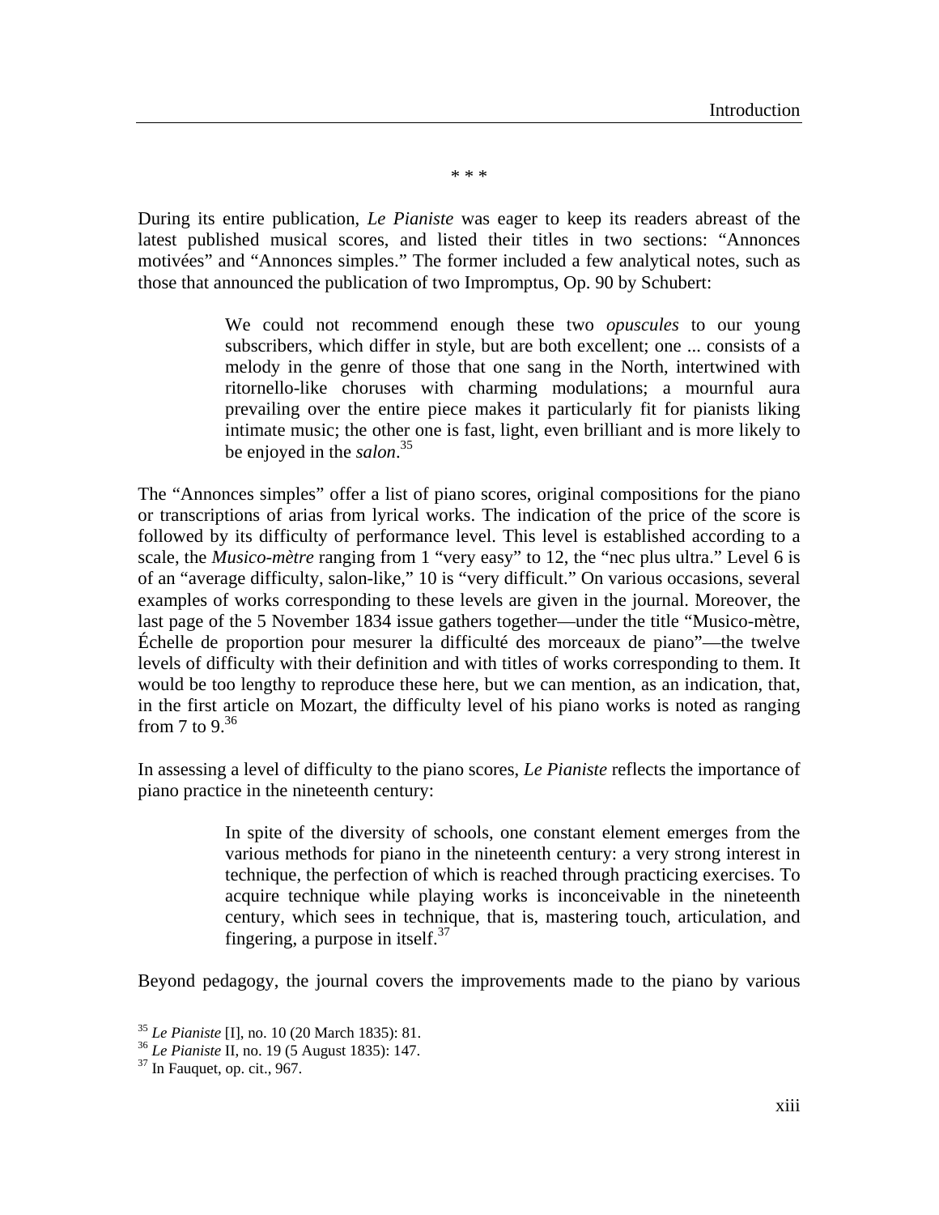\* \* \*

During its entire publication, *Le Pianiste* was eager to keep its readers abreast of the latest published musical scores, and listed their titles in two sections: "Annonces motivées" and "Annonces simples." The former included a few analytical notes, such as those that announced the publication of two Impromptus, Op. 90 by Schubert:

> We could not recommend enough these two *opuscules* to our young subscribers, which differ in style, but are both excellent; one ... consists of a melody in the genre of those that one sang in the North, intertwined with ritornello-like choruses with charming modulations; a mournful aura prevailing over the entire piece makes it particularly fit for pianists liking intimate music; the other one is fast, light, even brilliant and is more likely to be enjoyed in the *salon*.[35]

The "Annonces simples" offer a list of piano scores, original compositions for the piano or transcriptions of arias from lyrical works. The indication of the price of the score is followed by its difficulty of performance level. This level is established according to a scale, the *Musico-mètre* ranging from 1 "very easy" to 12, the "nec plus ultra." Level 6 is of an "average difficulty, salon-like," 10 is "very difficult." On various occasions, several examples of works corresponding to these levels are given in the journal. Moreover, the last page of the 5 November 1834 issue gathers together—under the title "Musico-mètre, Échelle de proportion pour mesurer la difficulté des morceaux de piano"—the twelve levels of difficulty with their definition and with titles of works corresponding to them. It would be too lengthy to reproduce these here, but we can mention, as an indication, that, in the first article on Mozart, the difficulty level of his piano works is noted as ranging from 7 to 9.[36]

In assessing a level of difficulty to the piano scores, *Le Pianiste* reflects the importance of piano practice in the nineteenth century:

> In spite of the diversity of schools, one constant element emerges from the various methods for piano in the nineteenth century: a very strong interest in technique, the perfection of which is reached through practicing exercises. To acquire technique while playing works is inconceivable in the nineteenth century, which sees in technique, that is, mastering touch, articulation, and fingering, a purpose in itself.[37]

Beyond pedagogy, the journal covers the improvements made to the piano by various

---

[35] *Le Pianiste* [I], no. 10 (20 March 1835): 81.

[36] *Le Pianiste* II, no. 19 (5 August 1835): 147.

[37] In Fauquet, op. cit., 967.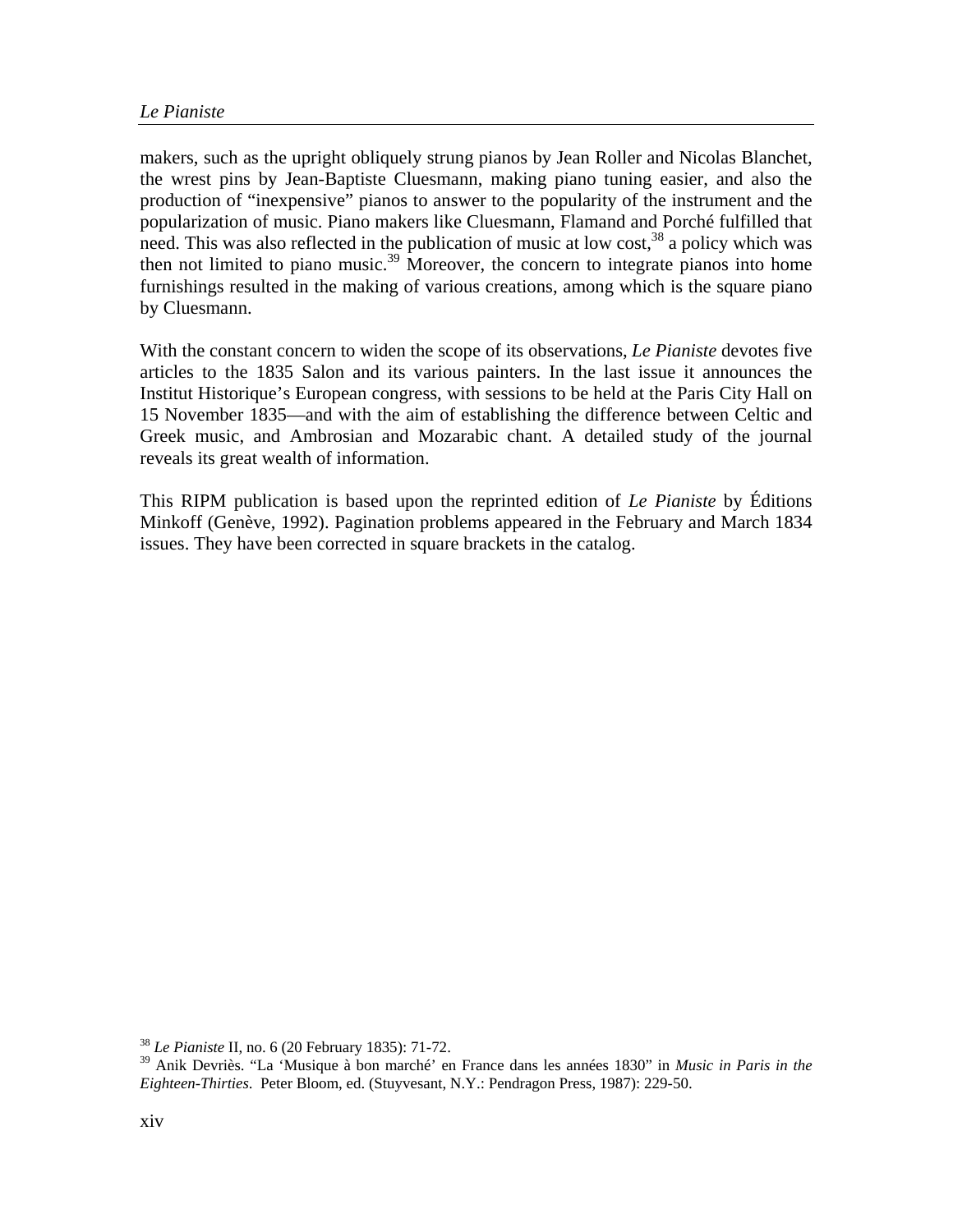makers, such as the upright obliquely strung pianos by Jean Roller and Nicolas Blanchet, the wrest pins by Jean-Baptiste Cluesmann, making piano tuning easier, and also the production of "inexpensive" pianos to answer to the popularity of the instrument and the popularization of music. Piano makers like Cluesmann, Flamand and Porché fulfilled that need. This was also reflected in the publication of music at low cost,[38] a policy which was then not limited to piano music.[39] Moreover, the concern to integrate pianos into home furnishings resulted in the making of various creations, among which is the square piano by Cluesmann.

With the constant concern to widen the scope of its observations, *Le Pianiste* devotes five articles to the 1835 Salon and its various painters. In the last issue it announces the Institut Historique's European congress, with sessions to be held at the Paris City Hall on 15 November 1835—and with the aim of establishing the difference between Celtic and Greek music, and Ambrosian and Mozarabic chant. A detailed study of the journal reveals its great wealth of information.

This RIPM publication is based upon the reprinted edition of *Le Pianiste* by Éditions Minkoff (Genève, 1992). Pagination problems appeared in the February and March 1834 issues. They have been corrected in square brackets in the catalog.

[38] *Le Pianiste* II, no. 6 (20 February 1835): 71-72.

[39] Anik Devriès. "La 'Musique à bon marché' en France dans les années 1830" in *Music in Paris in the Eighteen-Thirties*. Peter Bloom, ed. (Stuyvesant, N.Y.: Pendragon Press, 1987): 229-50.